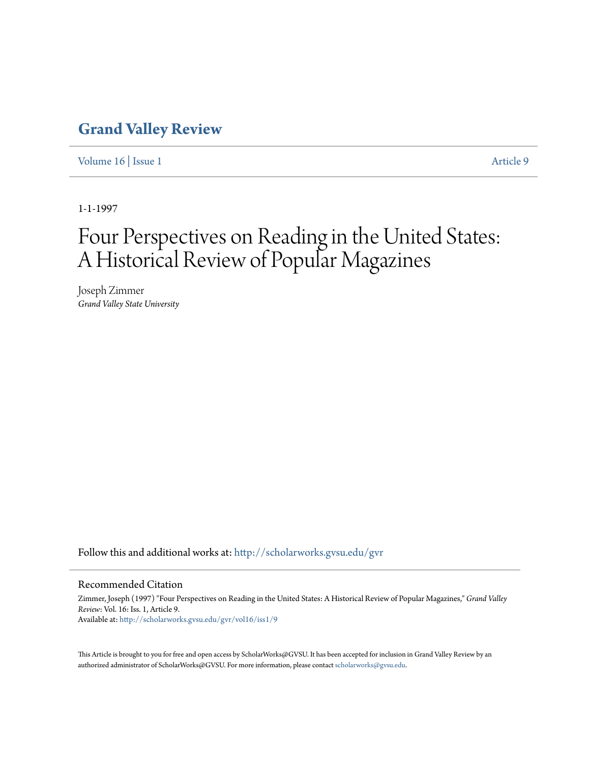# Grand Valley Review

Volume 16 | Issue 1 Article 9

1-1-1997

# Four Perspectives on Reading in the United States: A Historical Review of Popular Magazines

Joseph Zimmer
*Grand Valley State University*

Follow this and additional works at: http://scholarworks.gvsu.edu/gvr

## Recommended Citation

Zimmer, Joseph (1997) "Four Perspectives on Reading in the United States: A Historical Review of Popular Magazines," *Grand Valley Review*: Vol. 16: Iss. 1, Article 9.
Available at: http://scholarworks.gvsu.edu/gvr/vol16/iss1/9

This Article is brought to you for free and open access by ScholarWorks@GVSU. It has been accepted for inclusion in Grand Valley Review by an authorized administrator of ScholarWorks@GVSU. For more information, please contact scholarworks@gvsu.edu.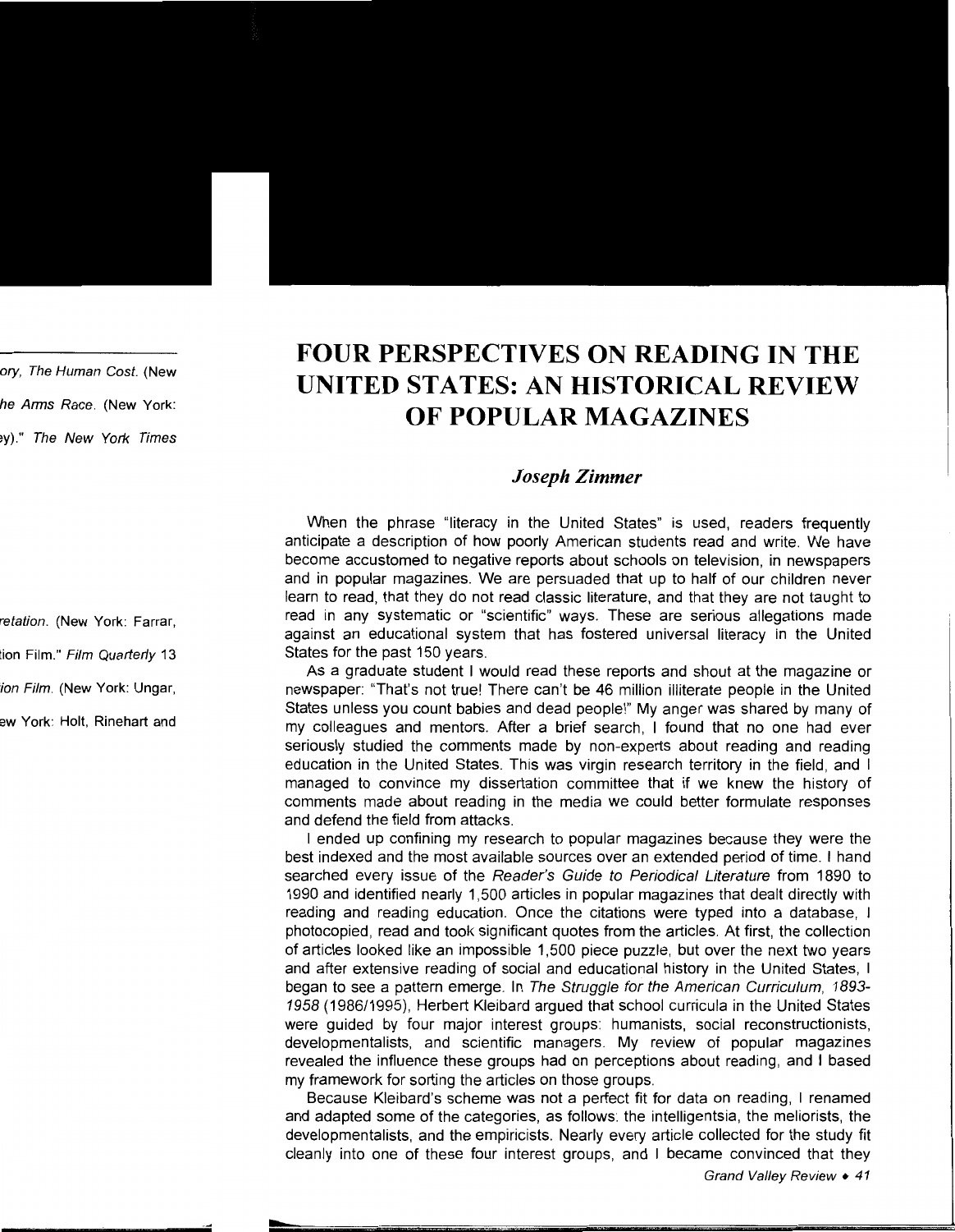# FOUR PERSPECTIVES ON READING IN THE UNITED STATES: AN HISTORICAL REVIEW OF POPULAR MAGAZINES

### *Joseph Zimmer*

When the phrase "literacy in the United States" is used, readers frequently anticipate a description of how poorly American students read and write. We have become accustomed to negative reports about schools on television, in newspapers and in popular magazines. We are persuaded that up to half of our children never learn to read, that they do not read classic literature, and that they are not taught to read in any systematic or "scientific" ways. These are serious allegations made against an educational system that has fostered universal literacy in the United States for the past 150 years.

As a graduate student I would read these reports and shout at the magazine or newspaper: "That's not true! There can't be 46 million illiterate people in the United States unless you count babies and dead people!" My anger was shared by many of my colleagues and mentors. After a brief search, I found that no one had ever seriously studied the comments made by non-experts about reading and reading education in the United States. This was virgin research territory in the field, and I managed to convince my dissertation committee that if we knew the history of comments made about reading in the media we could better formulate responses and defend the field from attacks.

I ended up confining my research to popular magazines because they were the best indexed and the most available sources over an extended period of time. I hand searched every issue of the *Reader's Guide to Periodical Literature* from 1890 to 1990 and identified nearly 1,500 articles in popular magazines that dealt directly with reading and reading education. Once the citations were typed into a database, I photocopied, read and took significant quotes from the articles. At first, the collection of articles looked like an impossible 1,500 piece puzzle, but over the next two years and after extensive reading of social and educational history in the United States, I began to see a pattern emerge. In *The Struggle for the American Curriculum, 1893-1958* (1986/1995), Herbert Kleibard argued that school curricula in the United States were guided by four major interest groups: humanists, social reconstructionists, developmentalists, and scientific managers. My review of popular magazines revealed the influence these groups had on perceptions about reading, and I based my framework for sorting the articles on those groups.

Because Kleibard's scheme was not a perfect fit for data on reading, I renamed and adapted some of the categories, as follows: the intelligentsia, the meliorists, the developmentalists, and the empiricists. Nearly every article collected for the study fit cleanly into one of these four interest groups, and I became convinced that they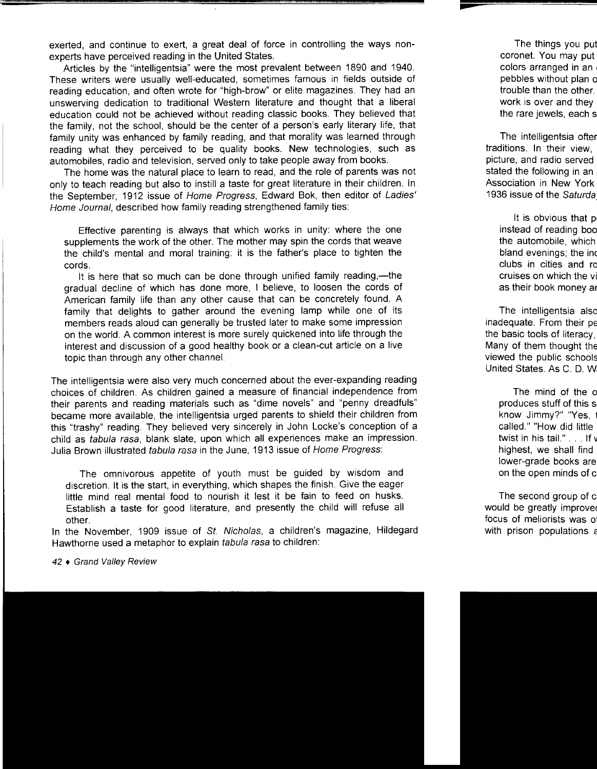exerted, and continue to exert, a great deal of force in controlling the ways non-experts have perceived reading in the United States.

Articles by the "intelligentsia" were the most prevalent between 1890 and 1940. These writers were usually well-educated, sometimes famous in fields outside of reading education, and often wrote for "high-brow" or elite magazines. They had an unswerving dedication to traditional Western literature and thought that a liberal education could not be achieved without reading classic books. They believed that the family, not the school, should be the center of a person's early literary life, that family unity was enhanced by family reading, and that morality was learned through reading what they perceived to be quality books. New technologies, such as automobiles, radio and television, served only to take people away from books.

The home was the natural place to learn to read, and the role of parents was not only to teach reading but also to instill a taste for great literature in their children. In the September, 1912 issue of *Home Progress*, Edward Bok, then editor of *Ladies' Home Journal*, described how family reading strengthened family ties:

> Effective parenting is always that which works in unity: where the one supplements the work of the other. The mother may spin the cords that weave the child's mental and moral training: it is the father's place to tighten the cords.
>
> It is here that so much can be done through unified family reading,—the gradual decline of which has done more, I believe, to loosen the cords of American family life than any other cause that can be concretely found. A family that delights to gather around the evening lamp while one of its members reads aloud can generally be trusted later to make some impression on the world. A common interest is more surely quickened into life through the interest and discussion of a good healthy book or a clean-cut article on a live topic than through any other channel.

The intelligentsia were also very much concerned about the ever-expanding reading choices of children. As children gained a measure of financial independence from their parents and reading materials such as "dime novels" and "penny dreadfuls" became more available, the intelligentsia urged parents to shield their children from this "trashy" reading. They believed very sincerely in John Locke's conception of a child as *tabula rasa*, blank slate, upon which all experiences make an impression. Julia Brown illustrated *tabula rasa* in the June, 1913 issue of *Home Progress*:

> The omnivorous appetite of youth must be guided by wisdom and discretion. It is the start, in everything, which shapes the finish. Give the eager little mind real mental food to nourish it lest it be fain to feed on husks. Establish a taste for good literature, and presently the child will refuse all other.

In the November, 1909 issue of *St. Nicholas*, a children's magazine, Hildegard Hawthorne used a metaphor to explain *tabula rasa* to children: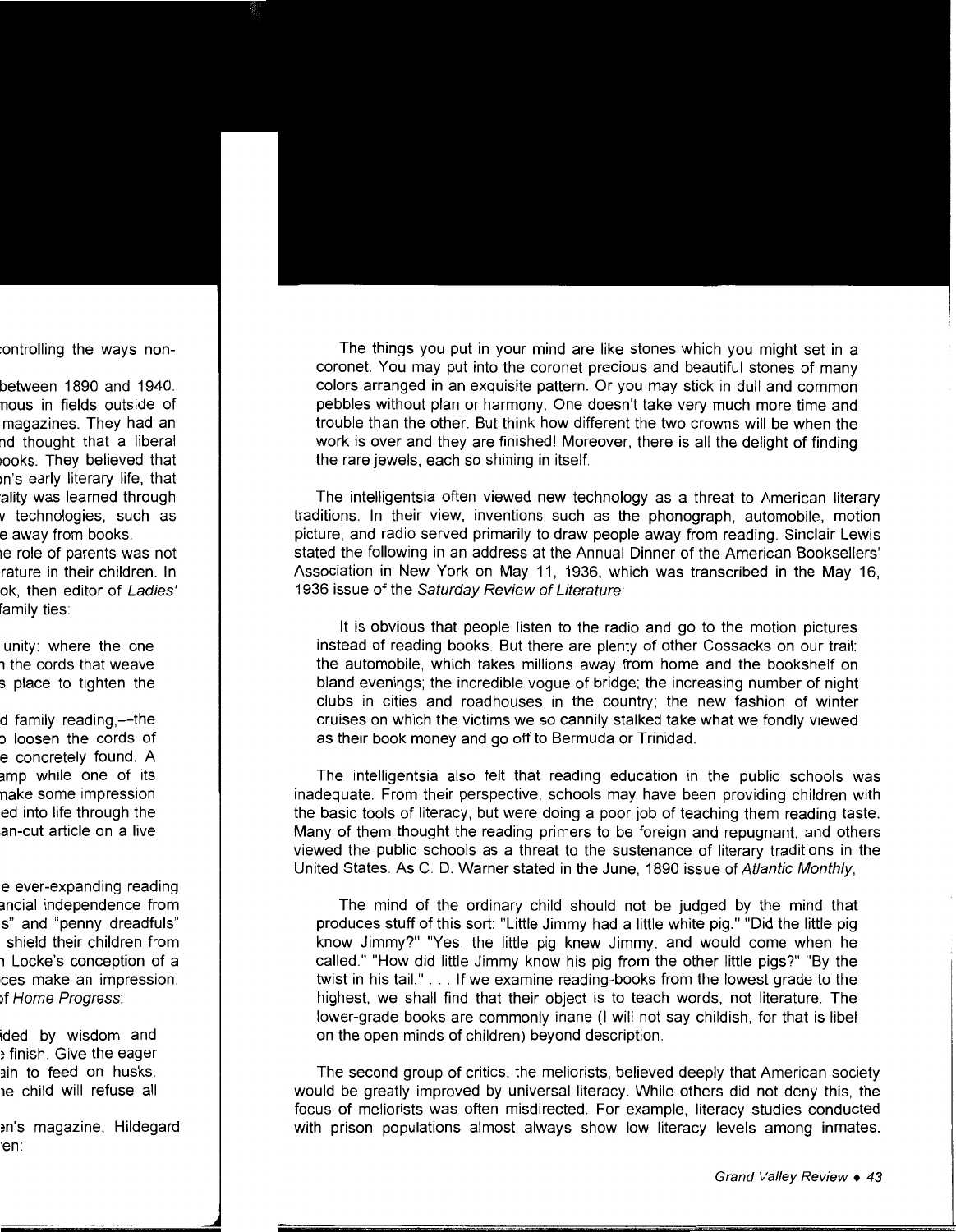The things you put in your mind are like stones which you might set in a coronet. You may put into the coronet precious and beautiful stones of many colors arranged in an exquisite pattern. Or you may stick in dull and common pebbles without plan or harmony. One doesn't take very much more time and trouble than the other. But think how different the two crowns will be when the work is over and they are finished! Moreover, there is all the delight of finding the rare jewels, each so shining in itself.

The intelligentsia often viewed new technology as a threat to American literary traditions. In their view, inventions such as the phonograph, automobile, motion picture, and radio served primarily to draw people away from reading. Sinclair Lewis stated the following in an address at the Annual Dinner of the American Booksellers' Association in New York on May 11, 1936, which was transcribed in the May 16, 1936 issue of the *Saturday Review of Literature*:

> It is obvious that people listen to the radio and go to the motion pictures instead of reading books. But there are plenty of other Cossacks on our trail: the automobile, which takes millions away from home and the bookshelf on bland evenings; the incredible vogue of bridge; the increasing number of night clubs in cities and roadhouses in the country; the new fashion of winter cruises on which the victims we so cannily stalked take what we fondly viewed as their book money and go off to Bermuda or Trinidad.

The intelligentsia also felt that reading education in the public schools was inadequate. From their perspective, schools may have been providing children with the basic tools of literacy, but were doing a poor job of teaching them reading taste. Many of them thought the reading primers to be foreign and repugnant, and others viewed the public schools as a threat to the sustenance of literary traditions in the United States. As C. D. Warner stated in the June, 1890 issue of *Atlantic Monthly*,

> The mind of the ordinary child should not be judged by the mind that produces stuff of this sort: "Little Jimmy had a little white pig." "Did the little pig know Jimmy?" "Yes, the little pig knew Jimmy, and would come when he called." "How did little Jimmy know his pig from the other little pigs?" "By the twist in his tail." . . . If we examine reading-books from the lowest grade to the highest, we shall find that their object is to teach words, not literature. The lower-grade books are commonly inane (I will not say childish, for that is libel on the open minds of children) beyond description.

The second group of critics, the meliorists, believed deeply that American society would be greatly improved by universal literacy. While others did not deny this, the focus of meliorists was often misdirected. For example, literacy studies conducted with prison populations almost always show low literacy levels among inmates.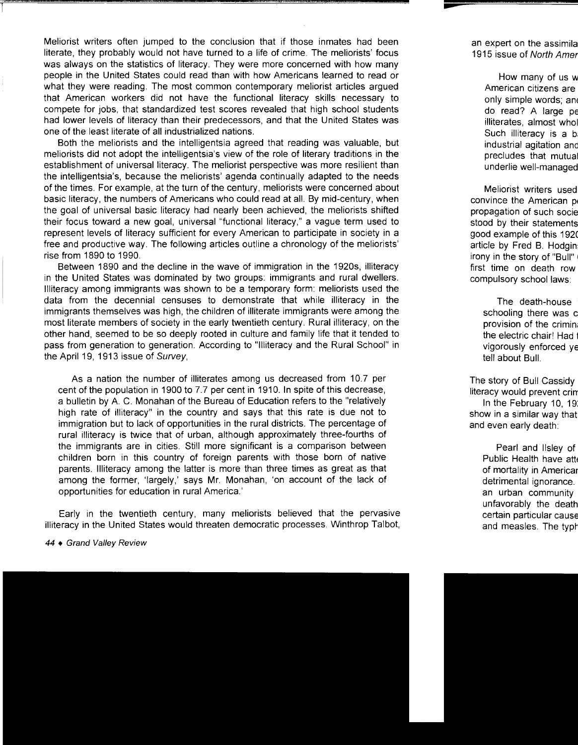Meliorist writers often jumped to the conclusion that if those inmates had been literate, they probably would not have turned to a life of crime. The meliorists' focus was always on the statistics of literacy. They were more concerned with how many people in the United States could read than with how Americans learned to read or what they were reading. The most common contemporary meliorist articles argued that American workers did not have the functional literacy skills necessary to compete for jobs, that standardized test scores revealed that high school students had lower levels of literacy than their predecessors, and that the United States was one of the least literate of all industrialized nations.

Both the meliorists and the intelligentsia agreed that reading was valuable, but meliorists did not adopt the intelligentsia's view of the role of literary traditions in the establishment of universal literacy. The meliorist perspective was more resilient than the intelligentsia's, because the meliorists' agenda continually adapted to the needs of the times. For example, at the turn of the century, meliorists were concerned about basic literacy, the numbers of Americans who could read at all. By mid-century, when the goal of universal basic literacy had nearly been achieved, the meliorists shifted their focus toward a new goal, universal "functional literacy," a vague term used to represent levels of literacy sufficient for every American to participate in society in a free and productive way. The following articles outline a chronology of the meliorists' rise from 1890 to 1990.

Between 1890 and the decline in the wave of immigration in the 1920s, illiteracy in the United States was dominated by two groups: immigrants and rural dwellers. Illiteracy among immigrants was shown to be a temporary form: meliorists used the data from the decennial censuses to demonstrate that while illiteracy in the immigrants themselves was high, the children of illiterate immigrants were among the most literate members of society in the early twentieth century. Rural illiteracy, on the other hand, seemed to be so deeply rooted in culture and family life that it tended to pass from generation to generation. According to "Illiteracy and the Rural School" in the April 19, 1913 issue of *Survey*,

> As a nation the number of illiterates among us decreased from 10.7 per cent of the population in 1900 to 7.7 per cent in 1910. In spite of this decrease, a bulletin by A. C. Monahan of the Bureau of Education refers to the "relatively high rate of illiteracy" in the country and says that this rate is due not to immigration but to lack of opportunities in the rural districts. The percentage of rural illiteracy is twice that of urban, although approximately three-fourths of the immigrants are in cities. Still more significant is a comparison between children born in this country of foreign parents with those born of native parents. Illiteracy among the latter is more than three times as great as that among the former, 'largely,' says Mr. Monahan, 'on account of the lack of opportunities for education in rural America.'

Early in the twentieth century, many meliorists believed that the pervasive illiteracy in the United States would threaten democratic processes. Winthrop Talbot,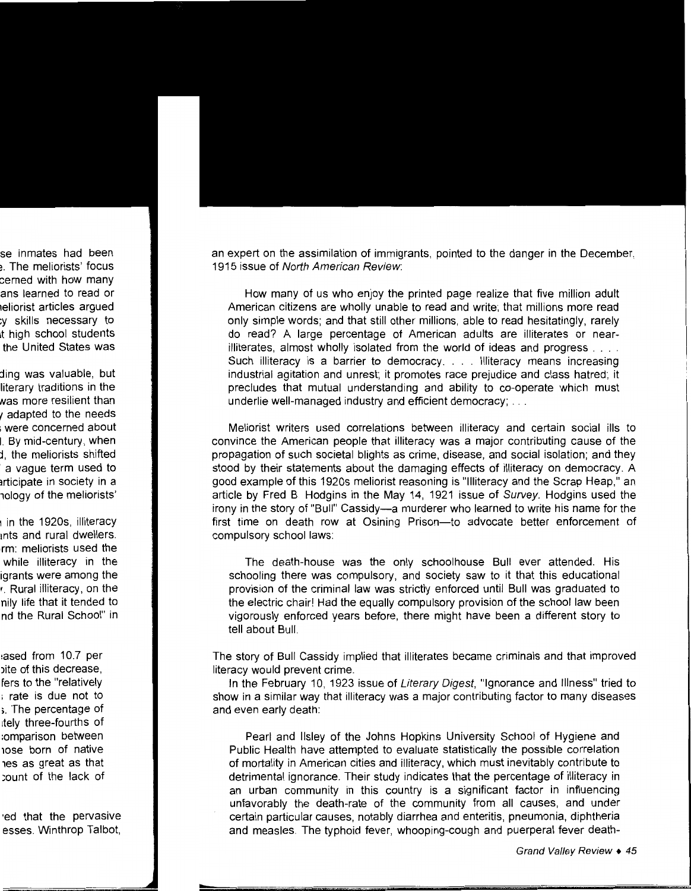an expert on the assimilation of immigrants, pointed to the danger in the December, 1915 issue of *North American Review*:

> How many of us who enjoy the printed page realize that five million adult American citizens are wholly unable to read and write; that millions more read only simple words; and that still other millions, able to read hesitatingly, rarely do read? A large percentage of American adults are illiterates or near-illiterates, almost wholly isolated from the world of ideas and progress . . . . Such illiteracy is a barrier to democracy. . . . Illiteracy means increasing industrial agitation and unrest; it promotes race prejudice and class hatred; it precludes that mutual understanding and ability to co-operate which must underlie well-managed industry and efficient democracy; . . .

Meliorist writers used correlations between illiteracy and certain social ills to convince the American people that illiteracy was a major contributing cause of the propagation of such societal blights as crime, disease, and social isolation; and they stood by their statements about the damaging effects of illiteracy on democracy. A good example of this 1920s meliorist reasoning is "Illiteracy and the Scrap Heap," an article by Fred B. Hodgins in the May 14, 1921 issue of *Survey*. Hodgins used the irony in the story of "Bull" Cassidy—a murderer who learned to write his name for the first time on death row at Osining Prison—to advocate better enforcement of compulsory school laws:

> The death-house was the only schoolhouse Bull ever attended. His schooling there was compulsory, and society saw to it that this educational provision of the criminal law was strictly enforced until Bull was graduated to the electric chair! Had the equally compulsory provision of the school law been vigorously enforced years before, there might have been a different story to tell about Bull.

The story of Bull Cassidy implied that illiterates became criminals and that improved literacy would prevent crime.

In the February 10, 1923 issue of *Literary Digest*, "Ignorance and Illness" tried to show in a similar way that illiteracy was a major contributing factor to many diseases and even early death:

> Pearl and Ilsley of the Johns Hopkins University School of Hygiene and Public Health have attempted to evaluate statistically the possible correlation of mortality in American cities and illiteracy, which must inevitably contribute to detrimental ignorance. Their study indicates that the percentage of illiteracy in an urban community in this country is a significant factor in influencing unfavorably the death-rate of the community from all causes, and under certain particular causes, notably diarrhea and enteritis, pneumonia, diphtheria and measles. The typhoid fever, whooping-cough and puerperal fever death-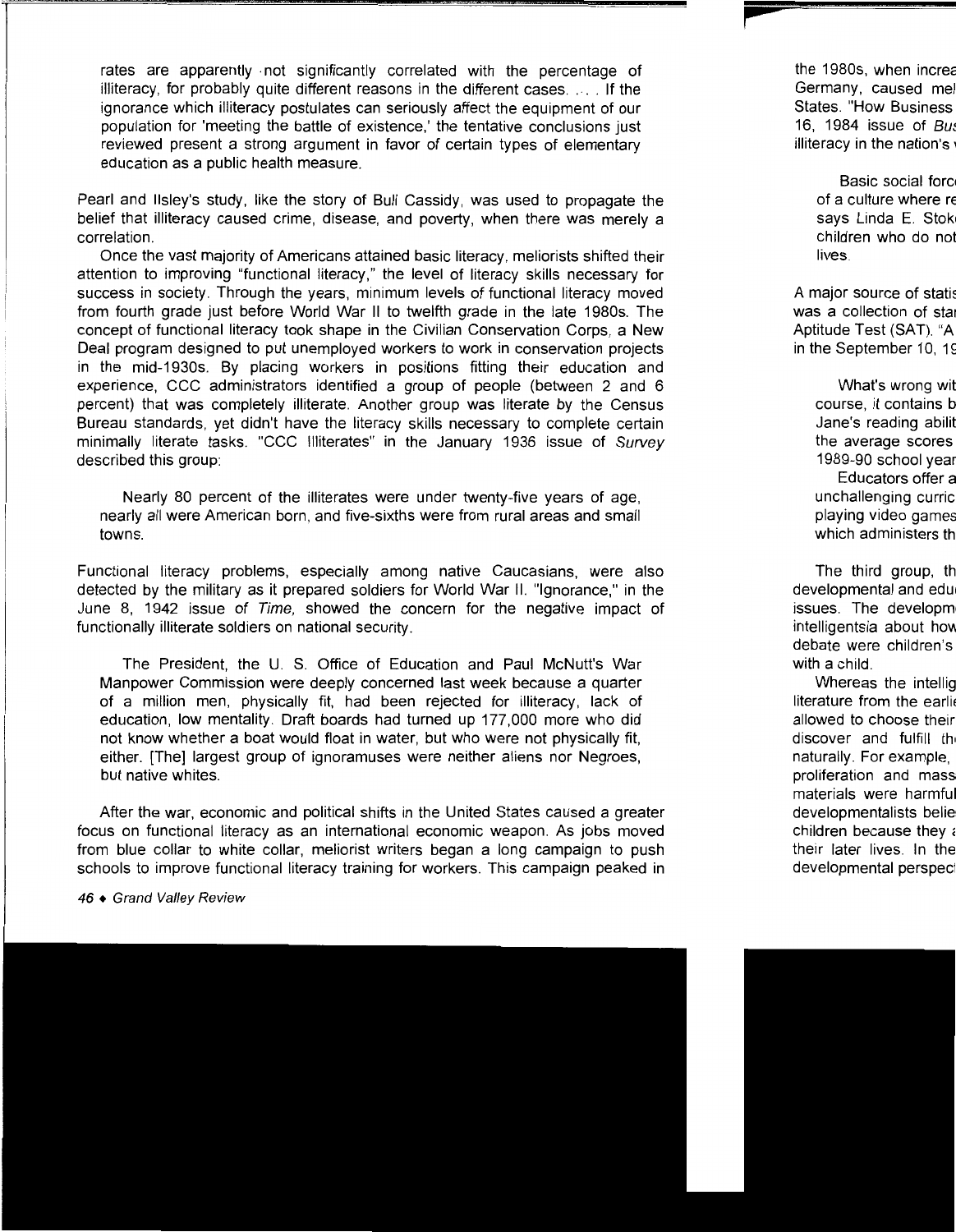rates are apparently not significantly correlated with the percentage of illiteracy, for probably quite different reasons in the different cases. . . . If the ignorance which illiteracy postulates can seriously affect the equipment of our population for 'meeting the battle of existence,' the tentative conclusions just reviewed present a strong argument in favor of certain types of elementary education as a public health measure.

Pearl and Ilsley's study, like the story of Bull Cassidy, was used to propagate the belief that illiteracy caused crime, disease, and poverty, when there was merely a correlation.

Once the vast majority of Americans attained basic literacy, meliorists shifted their attention to improving "functional literacy," the level of literacy skills necessary for success in society. Through the years, minimum levels of functional literacy moved from fourth grade just before World War II to twelfth grade in the late 1980s. The concept of functional literacy took shape in the Civilian Conservation Corps, a New Deal program designed to put unemployed workers to work in conservation projects in the mid-1930s. By placing workers in positions fitting their education and experience, CCC administrators identified a group of people (between 2 and 6 percent) that was completely illiterate. Another group was literate by the Census Bureau standards, yet didn't have the literacy skills necessary to complete certain minimally literate tasks. "CCC Illiterates" in the January 1936 issue of *Survey* described this group:

> Nearly 80 percent of the illiterates were under twenty-five years of age, nearly all were American born, and five-sixths were from rural areas and small towns.

Functional literacy problems, especially among native Caucasians, were also detected by the military as it prepared soldiers for World War II. "Ignorance," in the June 8, 1942 issue of *Time,* showed the concern for the negative impact of functionally illiterate soldiers on national security.

> The President, the U. S. Office of Education and Paul McNutt's War Manpower Commission were deeply concerned last week because a quarter of a million men, physically fit, had been rejected for illiteracy, lack of education, low mentality. Draft boards had turned up 177,000 more who did not know whether a boat would float in water, but who were not physically fit, either. [The] largest group of ignoramuses were neither aliens nor Negroes, but native whites.

After the war, economic and political shifts in the United States caused a greater focus on functional literacy as an international economic weapon. As jobs moved from blue collar to white collar, meliorist writers began a long campaign to push schools to improve functional literacy training for workers. This campaign peaked in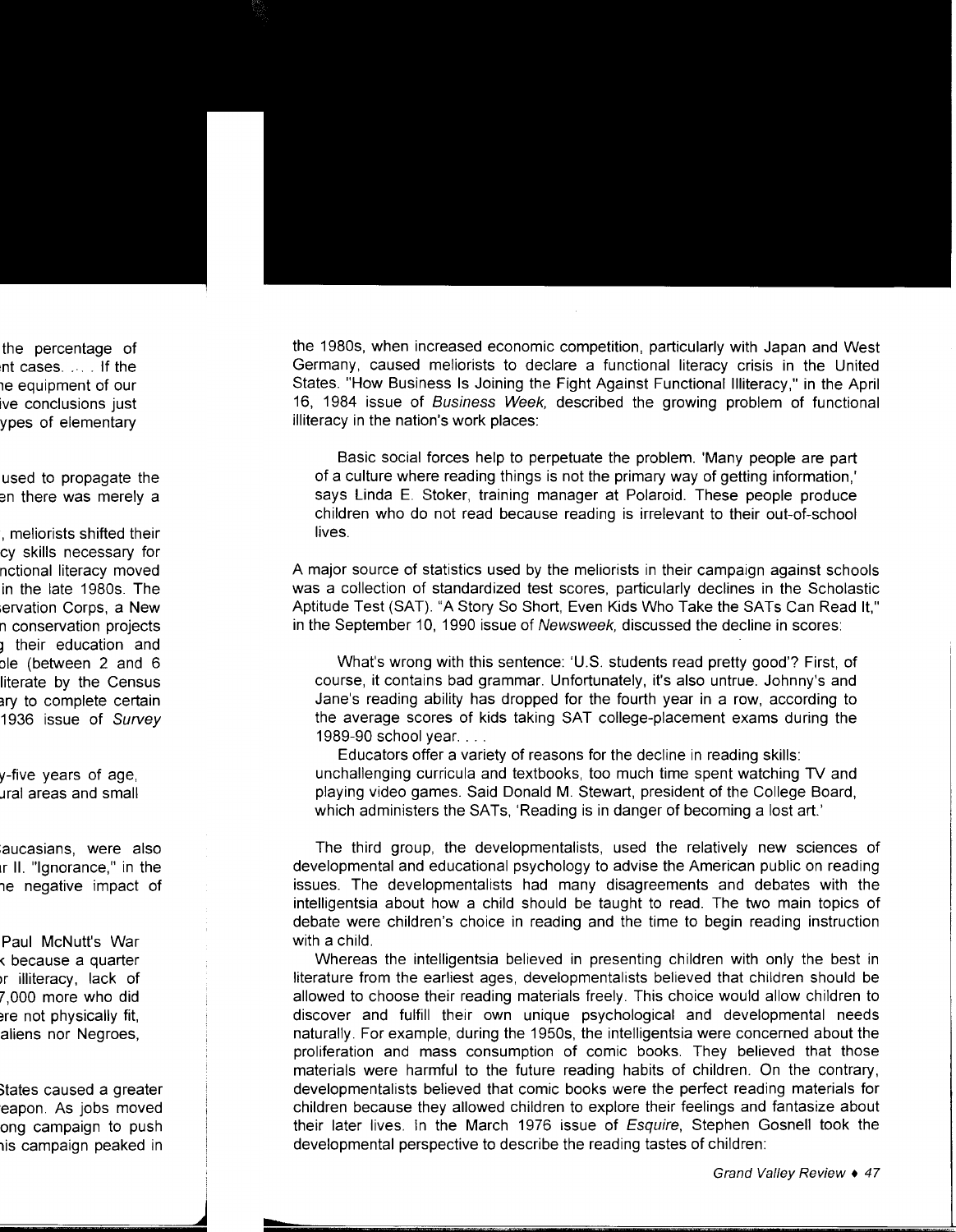the 1980s, when increased economic competition, particularly with Japan and West Germany, caused meliorists to declare a functional literacy crisis in the United States. "How Business Is Joining the Fight Against Functional Illiteracy," in the April 16, 1984 issue of *Business Week*, described the growing problem of functional illiteracy in the nation's work places:

> Basic social forces help to perpetuate the problem. 'Many people are part of a culture where reading things is not the primary way of getting information,' says Linda E. Stoker, training manager at Polaroid. These people produce children who do not read because reading is irrelevant to their out-of-school lives.

A major source of statistics used by the meliorists in their campaign against schools was a collection of standardized test scores, particularly declines in the Scholastic Aptitude Test (SAT). "A Story So Short, Even Kids Who Take the SATs Can Read It," in the September 10, 1990 issue of *Newsweek*, discussed the decline in scores:

> What's wrong with this sentence: 'U.S. students read pretty good'? First, of course, it contains bad grammar. Unfortunately, it's also untrue. Johnny's and Jane's reading ability has dropped for the fourth year in a row, according to the average scores of kids taking SAT college-placement exams during the 1989-90 school year. . . .
>
> Educators offer a variety of reasons for the decline in reading skills: unchallenging curricula and textbooks, too much time spent watching TV and playing video games. Said Donald M. Stewart, president of the College Board, which administers the SATs, 'Reading is in danger of becoming a lost art.'

The third group, the developmentalists, used the relatively new sciences of developmental and educational psychology to advise the American public on reading issues. The developmentalists had many disagreements and debates with the intelligentsia about how a child should be taught to read. The two main topics of debate were children's choice in reading and the time to begin reading instruction with a child.

Whereas the intelligentsia believed in presenting children with only the best in literature from the earliest ages, developmentalists believed that children should be allowed to choose their reading materials freely. This choice would allow children to discover and fulfill their own unique psychological and developmental needs naturally. For example, during the 1950s, the intelligentsia were concerned about the proliferation and mass consumption of comic books. They believed that those materials were harmful to the future reading habits of children. On the contrary, developmentalists believed that comic books were the perfect reading materials for children because they allowed children to explore their feelings and fantasize about their later lives. In the March 1976 issue of *Esquire*, Stephen Gosnell took the developmental perspective to describe the reading tastes of children: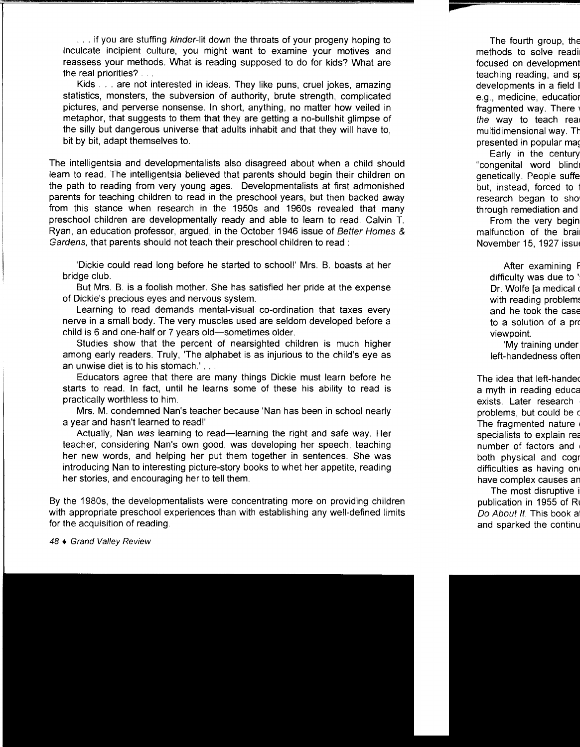. . . if you are stuffing *kinder*-lit down the throats of your progeny hoping to inculcate incipient culture, you might want to examine your motives and reassess your methods. What is reading supposed to do for kids? What are the real priorities? . . .

Kids . . . are not interested in ideas. They like puns, cruel jokes, amazing statistics, monsters, the subversion of authority, brute strength, complicated pictures, and perverse nonsense. In short, anything, no matter how veiled in metaphor, that suggests to them that they are getting a no-bullshit glimpse of the silly but dangerous universe that adults inhabit and that they will have to, bit by bit, adapt themselves to.

The intelligentsia and developmentalists also disagreed about when a child should learn to read. The intelligentsia believed that parents should begin their children on the path to reading from very young ages. Developmentalists at first admonished parents for teaching children to read in the preschool years, but then backed away from this stance when research in the 1950s and 1960s revealed that many preschool children are developmentally ready and able to learn to read. Calvin T. Ryan, an education professor, argued, in the October 1946 issue of *Better Homes & Gardens,* that parents should not teach their preschool children to read :

'Dickie could read long before he started to school!' Mrs. B. boasts at her bridge club.

But Mrs. B. is a foolish mother. She has satisfied her pride at the expense of Dickie's precious eyes and nervous system.

Learning to read demands mental-visual co-ordination that taxes every nerve in a small body. The very muscles used are seldom developed before a child is 6 and one-half or 7 years old—sometimes older.

Studies show that the percent of nearsighted children is much higher among early readers. Truly, 'The alphabet is as injurious to the child's eye as an unwise diet is to his stomach.' . . .

Educators agree that there are many things Dickie must learn before he starts to read. In fact, until he learns some of these his ability to read is practically worthless to him.

Mrs. M. condemned Nan's teacher because 'Nan has been in school nearly a year and hasn't learned to read!'

Actually, Nan *was* learning to read—learning the right and safe way. Her teacher, considering Nan's own good, was developing her speech, teaching her new words, and helping her put them together in sentences. She was introducing Nan to interesting picture-story books to whet her appetite, reading her stories, and encouraging her to tell them.

By the 1980s, the developmentalists were concentrating more on providing children with appropriate preschool experiences than with establishing any well-defined limits for the acquisition of reading.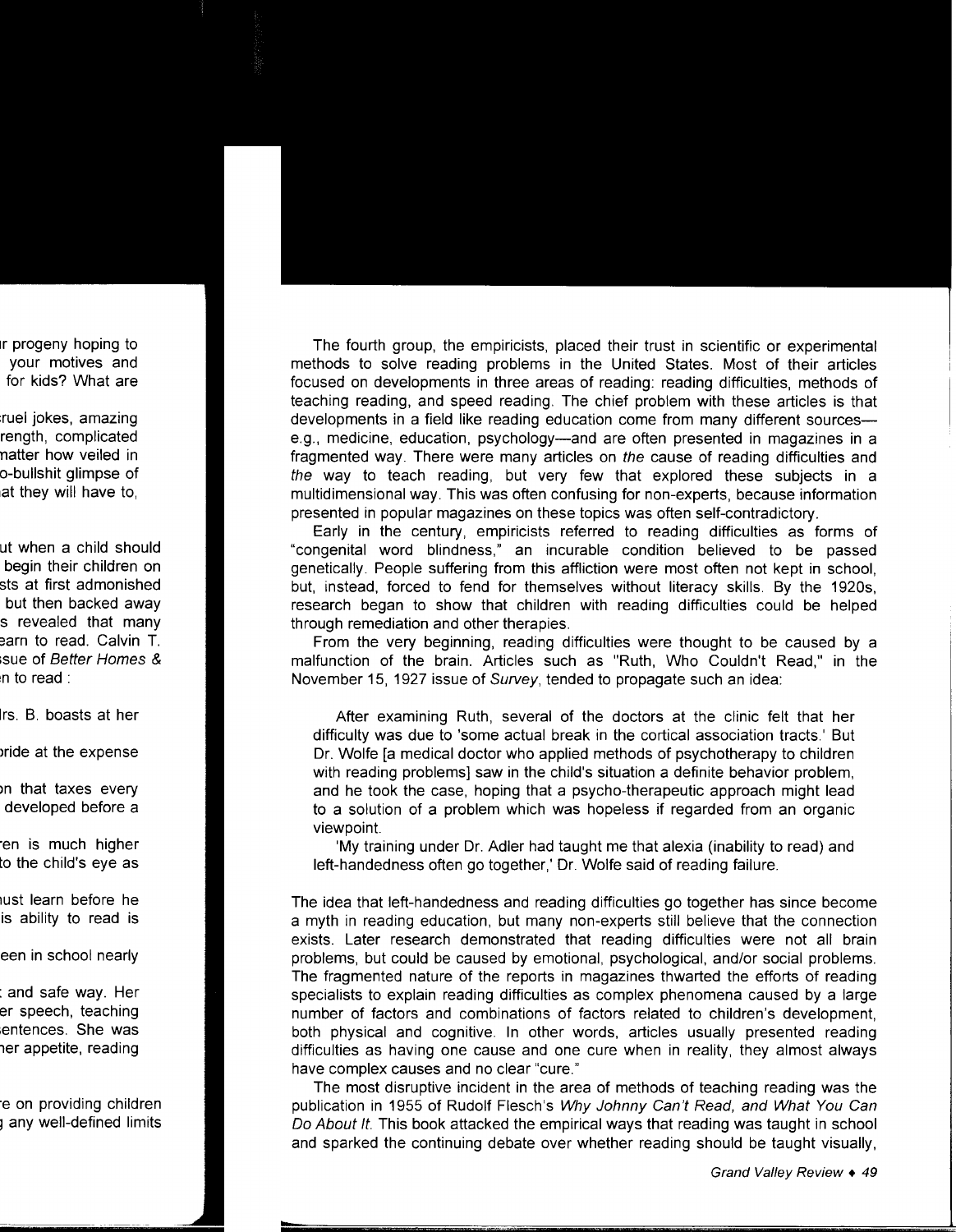The fourth group, the empiricists, placed their trust in scientific or experimental methods to solve reading problems in the United States. Most of their articles focused on developments in three areas of reading: reading difficulties, methods of teaching reading, and speed reading. The chief problem with these articles is that developments in a field like reading education come from many different sources—e.g., medicine, education, psychology—and are often presented in magazines in a fragmented way. There were many articles on *the* cause of reading difficulties and *the* way to teach reading, but very few that explored these subjects in a multidimensional way. This was often confusing for non-experts, because information presented in popular magazines on these topics was often self-contradictory.

Early in the century, empiricists referred to reading difficulties as forms of "congenital word blindness," an incurable condition believed to be passed genetically. People suffering from this affliction were most often not kept in school, but, instead, forced to fend for themselves without literacy skills. By the 1920s, research began to show that children with reading difficulties could be helped through remediation and other therapies.

From the very beginning, reading difficulties were thought to be caused by a malfunction of the brain. Articles such as "Ruth, Who Couldn't Read," in the November 15, 1927 issue of *Survey*, tended to propagate such an idea:

> After examining Ruth, several of the doctors at the clinic felt that her difficulty was due to 'some actual break in the cortical association tracts.' But Dr. Wolfe [a medical doctor who applied methods of psychotherapy to children with reading problems] saw in the child's situation a definite behavior problem, and he took the case, hoping that a psycho-therapeutic approach might lead to a solution of a problem which was hopeless if regarded from an organic viewpoint.
>
> 'My training under Dr. Adler had taught me that alexia (inability to read) and left-handedness often go together,' Dr. Wolfe said of reading failure.

The idea that left-handedness and reading difficulties go together has since become a myth in reading education, but many non-experts still believe that the connection exists. Later research demonstrated that reading difficulties were not all brain problems, but could be caused by emotional, psychological, and/or social problems. The fragmented nature of the reports in magazines thwarted the efforts of reading specialists to explain reading difficulties as complex phenomena caused by a large number of factors and combinations of factors related to children's development, both physical and cognitive. In other words, articles usually presented reading difficulties as having one cause and one cure when in reality, they almost always have complex causes and no clear "cure."

The most disruptive incident in the area of methods of teaching reading was the publication in 1955 of Rudolf Flesch's *Why Johnny Can't Read, and What You Can Do About It*. This book attacked the empirical ways that reading was taught in school and sparked the continuing debate over whether reading should be taught visually,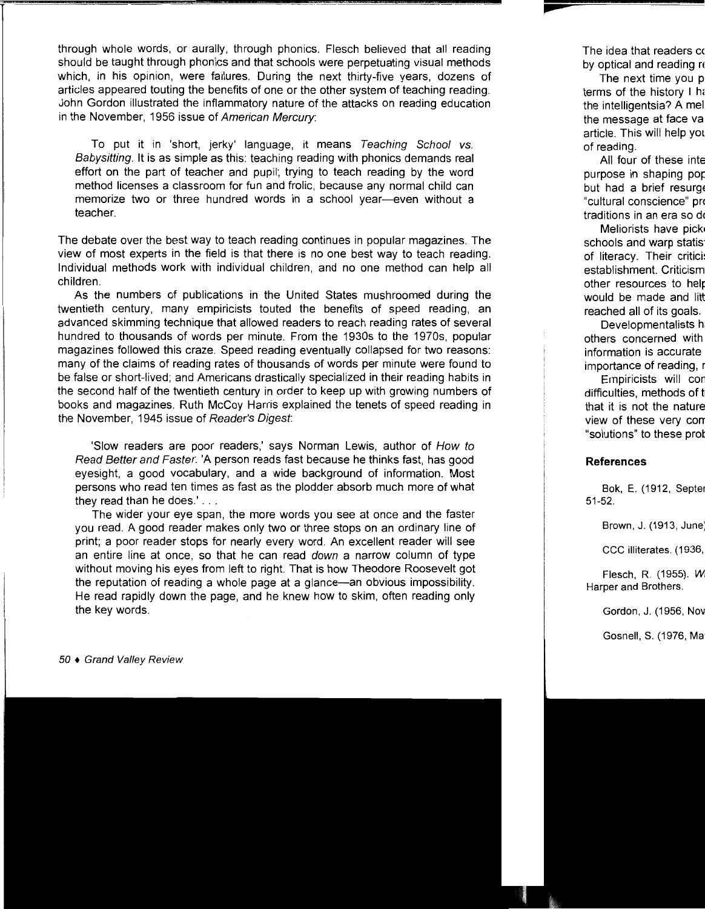through whole words, or aurally, through phonics. Flesch believed that all reading should be taught through phonics and that schools were perpetuating visual methods which, in his opinion, were failures. During the next thirty-five years, dozens of articles appeared touting the benefits of one or the other system of teaching reading. John Gordon illustrated the inflammatory nature of the attacks on reading education in the November, 1956 issue of *American Mercury*:

> To put it in 'short, jerky' language, it means *Teaching School vs. Babysitting*. It is as simple as this: teaching reading with phonics demands real effort on the part of teacher and pupil; trying to teach reading by the word method licenses a classroom for fun and frolic, because any normal child can memorize two or three hundred words in a school year—even without a teacher.

The debate over the best way to teach reading continues in popular magazines. The view of most experts in the field is that there is no one best way to teach reading. Individual methods work with individual children, and no one method can help all children.

As the numbers of publications in the United States mushroomed during the twentieth century, many empiricists touted the benefits of speed reading, an advanced skimming technique that allowed readers to reach reading rates of several hundred to thousands of words per minute. From the 1930s to the 1970s, popular magazines followed this craze. Speed reading eventually collapsed for two reasons: many of the claims of reading rates of thousands of words per minute were found to be false or short-lived; and Americans drastically specialized in their reading habits in the second half of the twentieth century in order to keep up with growing numbers of books and magazines. Ruth McCoy Harris explained the tenets of speed reading in the November, 1945 issue of *Reader's Digest*:

> 'Slow readers are poor readers,' says Norman Lewis, author of *How to Read Better and Faster*. 'A person reads fast because he thinks fast, has good eyesight, a good vocabulary, and a wide background of information. Most persons who read ten times as fast as the plodder absorb much more of what they read than he does.' . . .
>
> The wider your eye span, the more words you see at once and the faster you read. A good reader makes only two or three stops on an ordinary line of print; a poor reader stops for nearly every word. An excellent reader will see an entire line at once, so that he can read *down* a narrow column of type without moving his eyes from left to right. That is how Theodore Roosevelt got the reputation of reading a whole page at a glance—an obvious impossibility. He read rapidly down the page, and he knew how to skim, often reading only the key words.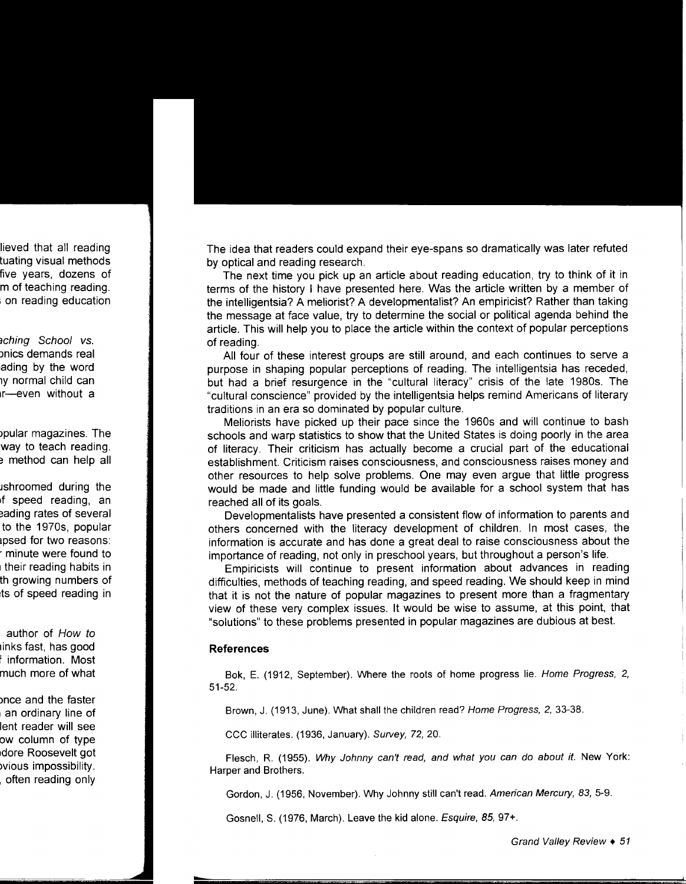The idea that readers could expand their eye-spans so dramatically was later refuted by optical and reading research.

The next time you pick up an article about reading education, try to think of it in terms of the history I have presented here. Was the article written by a member of the intelligentsia? A meliorist? A developmentalist? An empiricist? Rather than taking the message at face value, try to determine the social or political agenda behind the article. This will help you to place the article within the context of popular perceptions of reading.

All four of these interest groups are still around, and each continues to serve a purpose in shaping popular perceptions of reading. The intelligentsia has receded, but had a brief resurgence in the "cultural literacy" crisis of the late 1980s. The "cultural conscience" provided by the intelligentsia helps remind Americans of literary traditions in an era so dominated by popular culture.

Meliorists have picked up their pace since the 1960s and will continue to bash schools and warp statistics to show that the United States is doing poorly in the area of literacy. Their criticism has actually become a crucial part of the educational establishment. Criticism raises consciousness, and consciousness raises money and other resources to help solve problems. One may even argue that little progress would be made and little funding would be available for a school system that has reached all of its goals.

Developmentalists have presented a consistent flow of information to parents and others concerned with the literacy development of children. In most cases, the information is accurate and has done a great deal to raise consciousness about the importance of reading, not only in preschool years, but throughout a person's life.

Empiricists will continue to present information about advances in reading difficulties, methods of teaching reading, and speed reading. We should keep in mind that it is not the nature of popular magazines to present more than a fragmentary view of these very complex issues. It would be wise to assume, at this point, that "solutions" to these problems presented in popular magazines are dubious at best.

### References

Bok, E. (1912, September). Where the roots of home progress lie. *Home Progress, 2,* 51-52.

Brown, J. (1913, June). What shall the children read? *Home Progress, 2,* 33-38.

CCC illiterates. (1936, January). *Survey, 72,* 20.

Flesch, R. (1955). *Why Johnny can't read, and what you can do about it.* New York: Harper and Brothers.

Gordon, J. (1956, November). Why Johnny still can't read. *American Mercury, 83,* 5-9.

Gosnell, S. (1976, March). Leave the kid alone. *Esquire, 85,* 97+.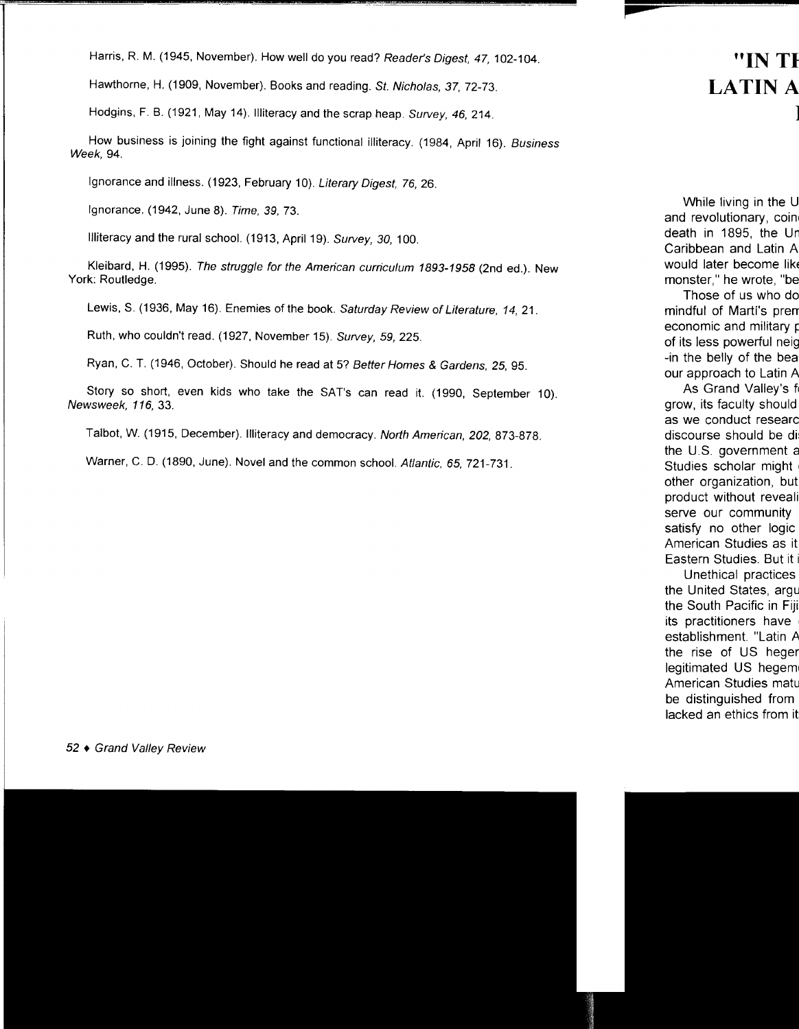Harris, R. M. (1945, November). How well do you read? *Reader's Digest, 47,* 102-104.

Hawthorne, H. (1909, November). Books and reading. *St. Nicholas, 37,* 72-73.

Hodgins, F. B. (1921, May 14). Illiteracy and the scrap heap. *Survey, 46,* 214.

How business is joining the fight against functional illiteracy. (1984, April 16). *Business Week,* 94.

Ignorance and illness. (1923, February 10). *Literary Digest, 76,* 26.

Ignorance. (1942, June 8). *Time, 39,* 73.

Illiteracy and the rural school. (1913, April 19). *Survey, 30,* 100.

Kleibard, H. (1995). *The struggle for the American curriculum 1893-1958* (2nd ed.). New York: Routledge.

Lewis, S. (1936, May 16). Enemies of the book. *Saturday Review of Literature, 14,* 21.

Ruth, who couldn't read. (1927, November 15). *Survey, 59,* 225.

Ryan, C. T. (1946, October). Should he read at 5? *Better Homes & Gardens, 25,* 95.

Story so short, even kids who take the SAT's can read it. (1990, September 10). *Newsweek, 116,* 33.

Talbot, W. (1915, December). Illiteracy and democracy. *North American, 202,* 873-878.

Warner, C. D. (1890, June). Novel and the common school. *Atlantic, 65,* 721-731.

# "IN TH
# LATIN A

While living in the U and revolutionary, coin death in 1895, the Un Caribbean and Latin A would later become like monster," he wrote, "be

Those of us who do mindful of Martí's pren economic and military p of its less powerful neig -in the belly of the bea our approach to Latin A

As Grand Valley's f grow, its faculty should as we conduct researc discourse should be di the U.S. government a Studies scholar might other organization, but product without reveali serve our community satisfy no other logic American Studies as it Eastern Studies. But it i

Unethical practices the United States, argu the South Pacific in Fiji its practitioners have establishment. "Latin A the rise of US hegem legitimated US hegemo American Studies matu be distinguished from lacked an ethics from it